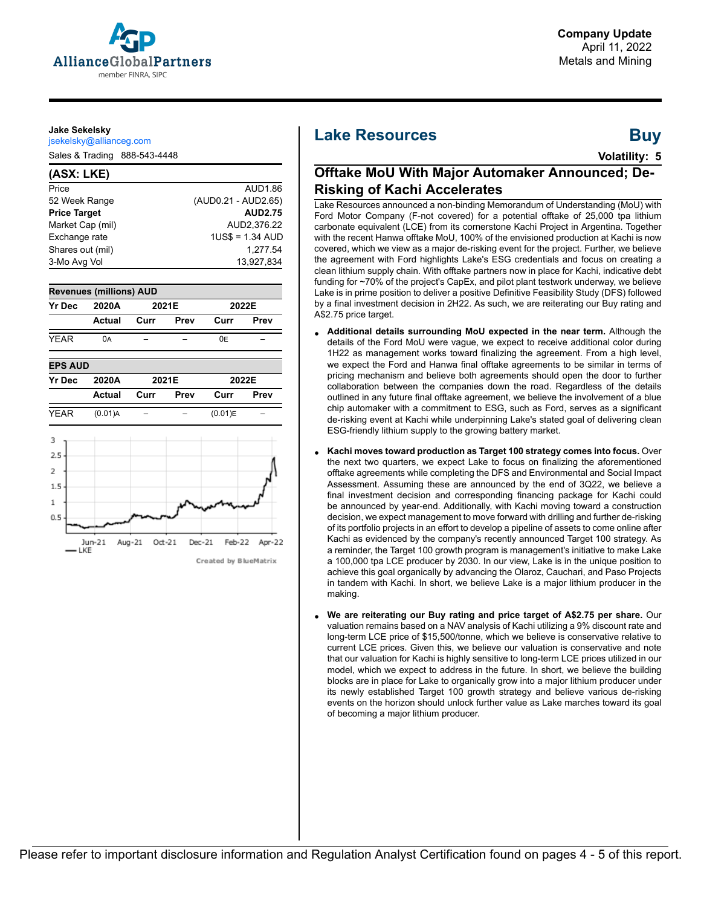**Company Update**
April 11, 2022
Metals and Mining

**Jake Sekelsky**
jsekelsky@allianceg.com
Sales & Trading 888-543-4448

## (ASX: LKE)

| | |
|---|---|
| Price | AUD1.86 |
| 52 Week Range | (AUD0.21 - AUD2.65) |
| **Price Target** | **AUD2.75** |
| Market Cap (mil) | AUD2,376.22 |
| Exchange rate | 1US$ = 1.34 AUD |
| Shares out (mil) | 1,277.54 |
| 3-Mo Avg Vol | 13,927,834 |

**Revenues (millions) AUD**

| Yr Dec | 2020A | 2021E | | 2022E | |
|---|---|---|---|---|---|
| | Actual | Curr | Prev | Curr | Prev |
| YEAR | 0A | – | – | 0E | – |

**EPS AUD**

| Yr Dec | 2020A | 2021E | | 2022E | |
|---|---|---|---|---|---|
| | Actual | Curr | Prev | Curr | Prev |
| YEAR | (0.01)A | – | – | (0.01)E | – |

Created by BlueMatrix

# Lake Resources — Buy

**Volatility: 5**

## Offtake MoU With Major Automaker Announced; De-Risking of Kachi Accelerates

Lake Resources announced a non-binding Memorandum of Understanding (MoU) with Ford Motor Company (F-not covered) for a potential offtake of 25,000 tpa lithium carbonate equivalent (LCE) from its cornerstone Kachi Project in Argentina. Together with the recent Hanwa offtake MoU, 100% of the envisioned production at Kachi is now covered, which we view as a major de-risking event for the project. Further, we believe the agreement with Ford highlights Lake's ESG credentials and focus on creating a clean lithium supply chain. With offtake partners now in place for Kachi, indicative debt funding for ~70% of the project's CapEx, and pilot plant testwork underway, we believe Lake is in prime position to deliver a positive Definitive Feasibility Study (DFS) followed by a final investment decision in 2H22. As such, we are reiterating our Buy rating and A$2.75 price target.

- **Additional details surrounding MoU expected in the near term.** Although the details of the Ford MoU were vague, we expect to receive additional color during 1H22 as management works toward finalizing the agreement. From a high level, we expect the Ford and Hanwa final offtake agreements to be similar in terms of pricing mechanism and believe both agreements should open the door to further collaboration between the companies down the road. Regardless of the details outlined in any future final offtake agreement, we believe the involvement of a blue chip automaker with a commitment to ESG, such as Ford, serves as a significant de-risking event at Kachi while underpinning Lake's stated goal of delivering clean ESG-friendly lithium supply to the growing battery market.

- **Kachi moves toward production as Target 100 strategy comes into focus.** Over the next two quarters, we expect Lake to focus on finalizing the aforementioned offtake agreements while completing the DFS and Environmental and Social Impact Assessment. Assuming these are announced by the end of 3Q22, we believe a final investment decision and corresponding financing package for Kachi could be announced by year-end. Additionally, with Kachi moving toward a construction decision, we expect management to move forward with drilling and further de-risking of its portfolio projects in an effort to develop a pipeline of assets to come online after Kachi as evidenced by the company's recently announced Target 100 strategy. As a reminder, the Target 100 growth program is management's initiative to make Lake a 100,000 tpa LCE producer by 2030. In our view, Lake is in the unique position to achieve this goal organically by advancing the Olaroz, Cauchari, and Paso Projects in tandem with Kachi. In short, we believe Lake is a major lithium producer in the making.

- **We are reiterating our Buy rating and price target of A$2.75 per share.** Our valuation remains based on a NAV analysis of Kachi utilizing a 9% discount rate and long-term LCE price of $15,500/tonne, which we believe is conservative relative to current LCE prices. Given this, we believe our valuation is conservative and note that our valuation for Kachi is highly sensitive to long-term LCE prices utilized in our model, which we expect to address in the future. In short, we believe the building blocks are in place for Lake to organically grow into a major lithium producer under its newly established Target 100 growth strategy and believe various de-risking events on the horizon should unlock further value as Lake marches toward its goal of becoming a major lithium producer.

Please refer to important disclosure information and Regulation Analyst Certification found on pages 4 - 5 of this report.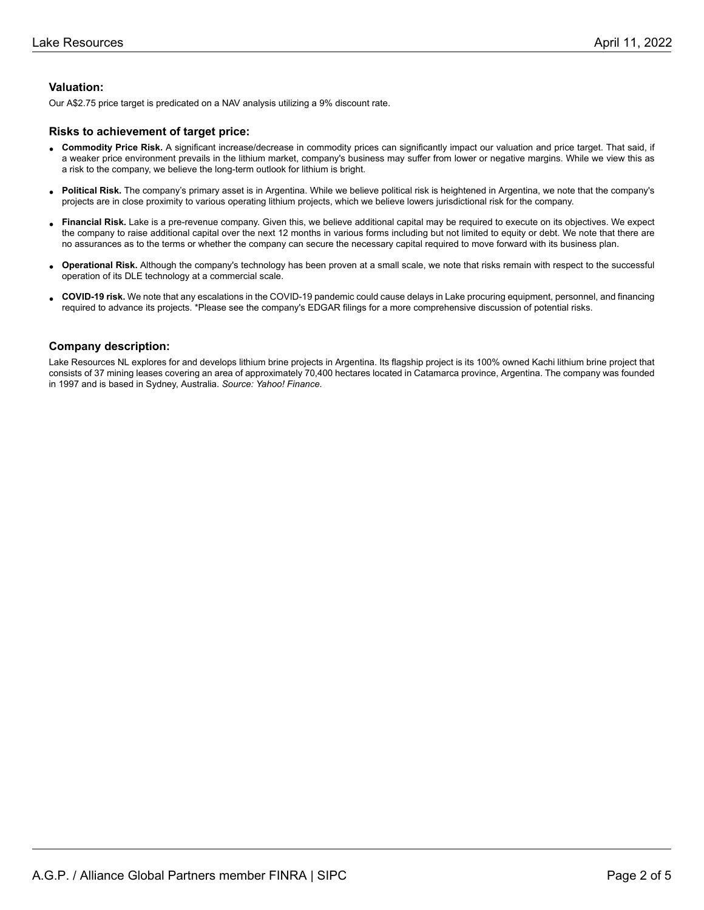## Valuation:

Our A$2.75 price target is predicated on a NAV analysis utilizing a 9% discount rate.

## Risks to achievement of target price:

- **Commodity Price Risk.** A significant increase/decrease in commodity prices can significantly impact our valuation and price target. That said, if a weaker price environment prevails in the lithium market, company's business may suffer from lower or negative margins. While we view this as a risk to the company, we believe the long-term outlook for lithium is bright.
- **Political Risk.** The company's primary asset is in Argentina. While we believe political risk is heightened in Argentina, we note that the company's projects are in close proximity to various operating lithium projects, which we believe lowers jurisdictional risk for the company.
- **Financial Risk.** Lake is a pre-revenue company. Given this, we believe additional capital may be required to execute on its objectives. We expect the company to raise additional capital over the next 12 months in various forms including but not limited to equity or debt. We note that there are no assurances as to the terms or whether the company can secure the necessary capital required to move forward with its business plan.
- **Operational Risk.** Although the company's technology has been proven at a small scale, we note that risks remain with respect to the successful operation of its DLE technology at a commercial scale.
- **COVID-19 risk.** We note that any escalations in the COVID-19 pandemic could cause delays in Lake procuring equipment, personnel, and financing required to advance its projects. *Please see the company's EDGAR filings for a more comprehensive discussion of potential risks.

## Company description:

Lake Resources NL explores for and develops lithium brine projects in Argentina. Its flagship project is its 100% owned Kachi lithium brine project that consists of 37 mining leases covering an area of approximately 70,400 hectares located in Catamarca province, Argentina. The company was founded in 1997 and is based in Sydney, Australia. *Source: Yahoo! Finance.*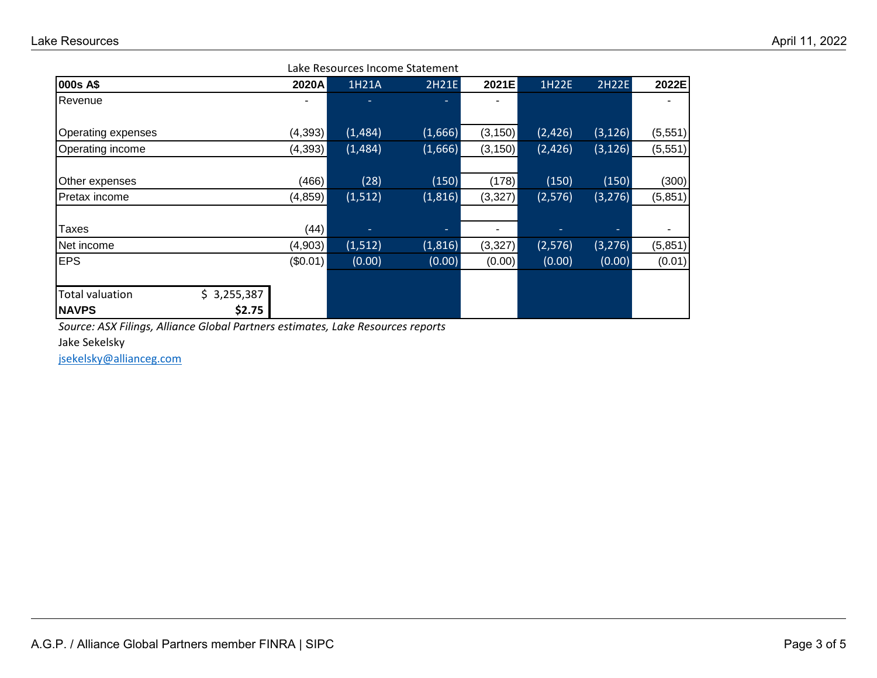Lake Resources Income Statement

| 000s A$ | | 2020A | 1H21A | 2H21E | 2021E | 1H22E | 2H22E | 2022E |
|---|---|---|---|---|---|---|---|---|
| Revenue | | - | - | - | - | | | - |
| Operating expenses | | (4,393) | (1,484) | (1,666) | (3,150) | (2,426) | (3,126) | (5,551) |
| Operating income | | (4,393) | (1,484) | (1,666) | (3,150) | (2,426) | (3,126) | (5,551) |
| Other expenses | | (466) | (28) | (150) | (178) | (150) | (150) | (300) |
| Pretax income | | (4,859) | (1,512) | (1,816) | (3,327) | (2,576) | (3,276) | (5,851) |
| Taxes | | (44) | - | - | - | - | - | - |
| Net income | | (4,903) | (1,512) | (1,816) | (3,327) | (2,576) | (3,276) | (5,851) |
| EPS | | ($0.01) | (0.00) | (0.00) | (0.00) | (0.00) | (0.00) | (0.01) |
| Total valuation | $ 3,255,387 | | | | | | | |
| **NAVPS** | **$2.75** | | | | | | | |

*Source: ASX Filings, Alliance Global Partners estimates, Lake Resources reports*

Jake Sekelsky

jsekelsky@allianceg.com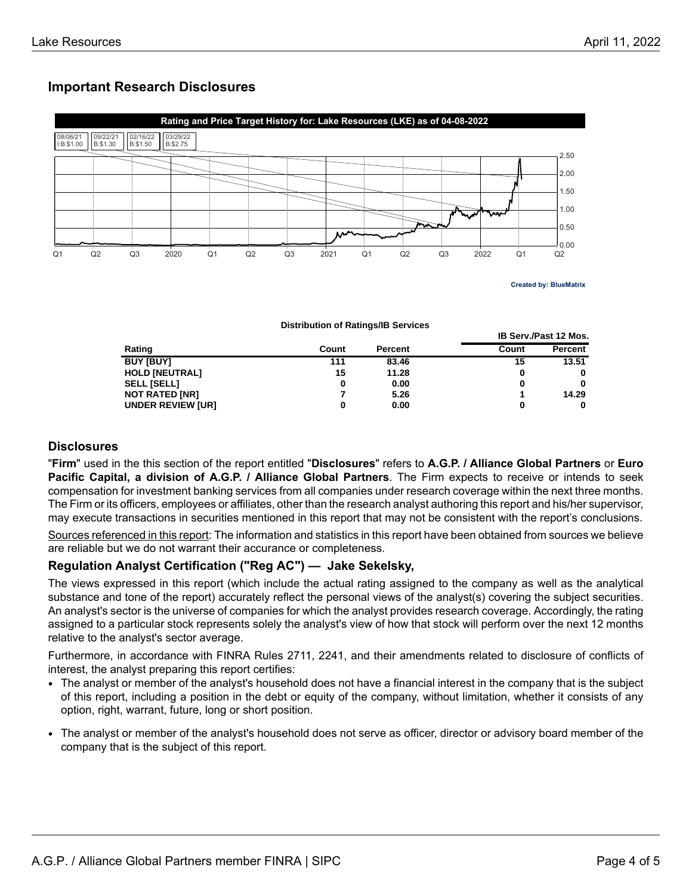## Important Research Disclosures

**Rating and Price Target History for: Lake Resources (LKE) as of 04-08-2022**

| 08/06/21 | 09/22/21 | 02/16/22 | 03/29/22 |
|---|---|---|---|
| I:B:$1.00 | B:$1.30 | B:$1.50 | B:$2.75 |

Created by: BlueMatrix

**Distribution of Ratings/IB Services**

| Rating | Count | Percent | IB Serv./Past 12 Mos. Count | IB Serv./Past 12 Mos. Percent |
|---|---|---|---|---|
| **BUY [BUY]** | **111** | **83.46** | **15** | **13.51** |
| **HOLD [NEUTRAL]** | **15** | **11.28** | **0** | **0** |
| **SELL [SELL]** | **0** | **0.00** | **0** | **0** |
| **NOT RATED [NR]** | **7** | **5.26** | **1** | **14.29** |
| **UNDER REVIEW [UR]** | **0** | **0.00** | **0** | **0** |

### Disclosures

"**Firm**" used in the this section of the report entitled "**Disclosures**" refers to **A.G.P. / Alliance Global Partners** or **Euro Pacific Capital, a division of A.G.P. / Alliance Global Partners**. The Firm expects to receive or intends to seek compensation for investment banking services from all companies under research coverage within the next three months. The Firm or its officers, employees or affiliates, other than the research analyst authoring this report and his/her supervisor, may execute transactions in securities mentioned in this report that may not be consistent with the report's conclusions.

Sources referenced in this report: The information and statistics in this report have been obtained from sources we believe are reliable but we do not warrant their accurance or completeness.

### Regulation Analyst Certification ("Reg AC") — Jake Sekelsky,

The views expressed in this report (which include the actual rating assigned to the company as well as the analytical substance and tone of the report) accurately reflect the personal views of the analyst(s) covering the subject securities. An analyst's sector is the universe of companies for which the analyst provides research coverage. Accordingly, the rating assigned to a particular stock represents solely the analyst's view of how that stock will perform over the next 12 months relative to the analyst's sector average.

Furthermore, in accordance with FINRA Rules 2711, 2241, and their amendments related to disclosure of conflicts of interest, the analyst preparing this report certifies:

- The analyst or member of the analyst's household does not have a financial interest in the company that is the subject of this report, including a position in the debt or equity of the company, without limitation, whether it consists of any option, right, warrant, future, long or short position.
- The analyst or member of the analyst's household does not serve as officer, director or advisory board member of the company that is the subject of this report.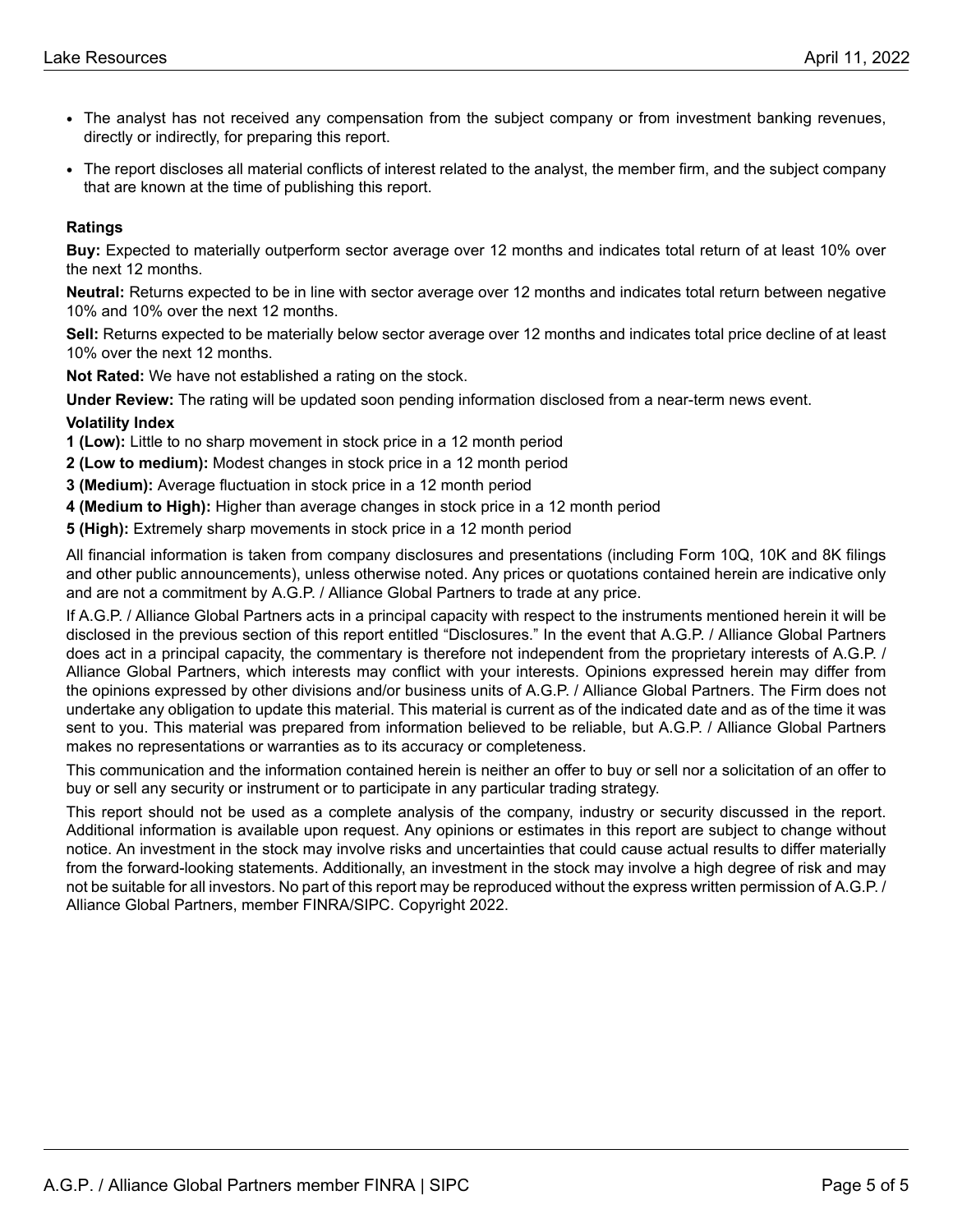- The analyst has not received any compensation from the subject company or from investment banking revenues, directly or indirectly, for preparing this report.
- The report discloses all material conflicts of interest related to the analyst, the member firm, and the subject company that are known at the time of publishing this report.

**Ratings**

**Buy:** Expected to materially outperform sector average over 12 months and indicates total return of at least 10% over the next 12 months.

**Neutral:** Returns expected to be in line with sector average over 12 months and indicates total return between negative 10% and 10% over the next 12 months.

**Sell:** Returns expected to be materially below sector average over 12 months and indicates total price decline of at least 10% over the next 12 months.

**Not Rated:** We have not established a rating on the stock.

**Under Review:** The rating will be updated soon pending information disclosed from a near-term news event.

**Volatility Index**

**1 (Low):** Little to no sharp movement in stock price in a 12 month period

**2 (Low to medium):** Modest changes in stock price in a 12 month period

**3 (Medium):** Average fluctuation in stock price in a 12 month period

**4 (Medium to High):** Higher than average changes in stock price in a 12 month period

**5 (High):** Extremely sharp movements in stock price in a 12 month period

All financial information is taken from company disclosures and presentations (including Form 10Q, 10K and 8K filings and other public announcements), unless otherwise noted. Any prices or quotations contained herein are indicative only and are not a commitment by A.G.P. / Alliance Global Partners to trade at any price.

If A.G.P. / Alliance Global Partners acts in a principal capacity with respect to the instruments mentioned herein it will be disclosed in the previous section of this report entitled "Disclosures." In the event that A.G.P. / Alliance Global Partners does act in a principal capacity, the commentary is therefore not independent from the proprietary interests of A.G.P. / Alliance Global Partners, which interests may conflict with your interests. Opinions expressed herein may differ from the opinions expressed by other divisions and/or business units of A.G.P. / Alliance Global Partners. The Firm does not undertake any obligation to update this material. This material is current as of the indicated date and as of the time it was sent to you. This material was prepared from information believed to be reliable, but A.G.P. / Alliance Global Partners makes no representations or warranties as to its accuracy or completeness.

This communication and the information contained herein is neither an offer to buy or sell nor a solicitation of an offer to buy or sell any security or instrument or to participate in any particular trading strategy.

This report should not be used as a complete analysis of the company, industry or security discussed in the report. Additional information is available upon request. Any opinions or estimates in this report are subject to change without notice. An investment in the stock may involve risks and uncertainties that could cause actual results to differ materially from the forward-looking statements. Additionally, an investment in the stock may involve a high degree of risk and may not be suitable for all investors. No part of this report may be reproduced without the express written permission of A.G.P. / Alliance Global Partners, member FINRA/SIPC. Copyright 2022.